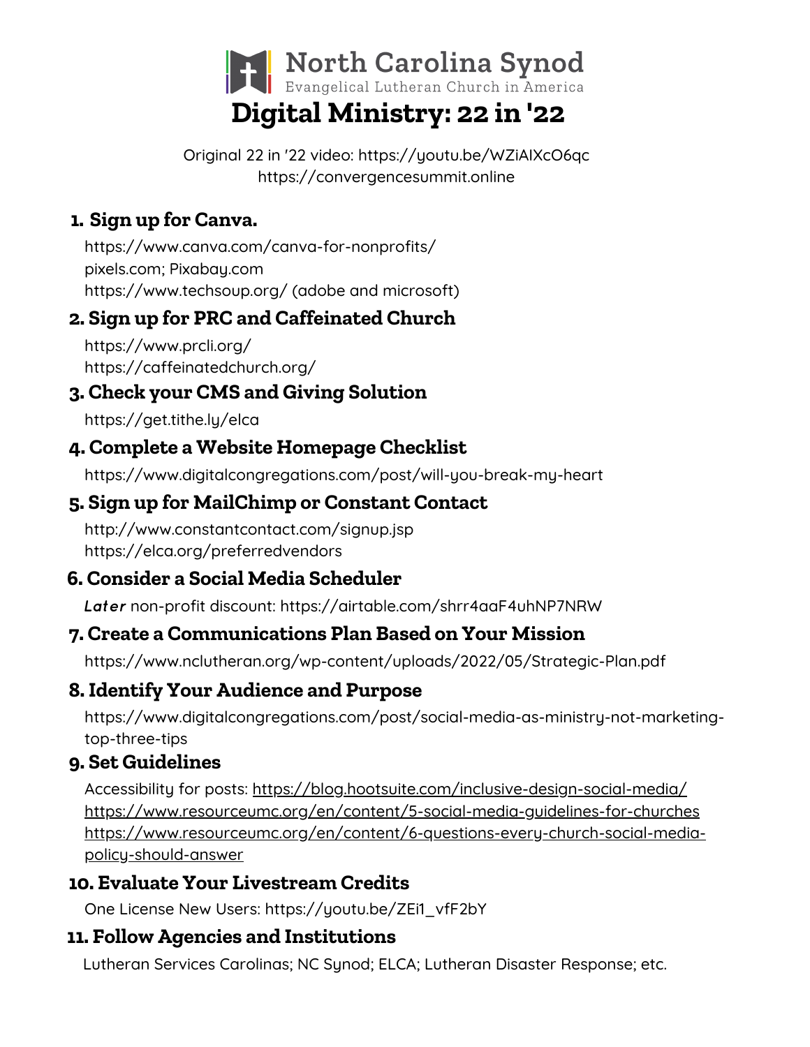North Carolina Synod
Evangelical Lutheran Church in America

# Digital Ministry: 22 in '22

Original 22 in '22 video: https://youtu.be/WZiAIXcO6qc
https://convergencesummit.online

## 1. Sign up for Canva.

https://www.canva.com/canva-for-nonprofits/
pixels.com; Pixabay.com
https://www.techsoup.org/ (adobe and microsoft)

## 2. Sign up for PRC and Caffeinated Church

https://www.prcli.org/
https://caffeinatedchurch.org/

## 3. Check your CMS and Giving Solution

https://get.tithe.ly/elca

## 4. Complete a Website Homepage Checklist

https://www.digitalcongregations.com/post/will-you-break-my-heart

## 5. Sign up for MailChimp or Constant Contact

http://www.constantcontact.com/signup.jsp
https://elca.org/preferredvendors

## 6. Consider a Social Media Scheduler

***Later*** non-profit discount: https://airtable.com/shrr4aaF4uhNP7NRW

## 7. Create a Communications Plan Based on Your Mission

https://www.nclutheran.org/wp-content/uploads/2022/05/Strategic-Plan.pdf

## 8. Identify Your Audience and Purpose

https://www.digitalcongregations.com/post/social-media-as-ministry-not-marketing-top-three-tips

## 9. Set Guidelines

Accessibility for posts: https://blog.hootsuite.com/inclusive-design-social-media/
https://www.resourceumc.org/en/content/5-social-media-guidelines-for-churches
https://www.resourceumc.org/en/content/6-questions-every-church-social-media-policy-should-answer

## 10. Evaluate Your Livestream Credits

One License New Users: https://youtu.be/ZEi1_vfF2bY

## 11. Follow Agencies and Institutions

Lutheran Services Carolinas; NC Synod; ELCA; Lutheran Disaster Response; etc.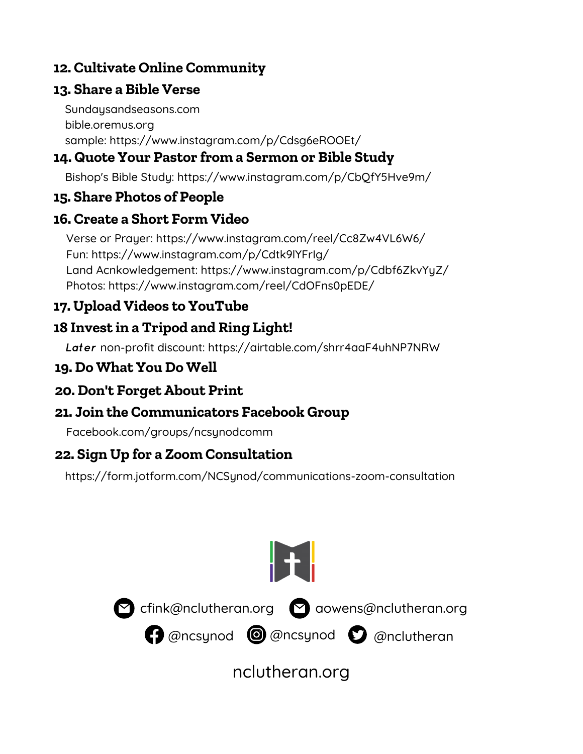## 12. Cultivate Online Community

## 13. Share a Bible Verse

Sundaysandseasons.com
bible.oremus.org
sample: https://www.instagram.com/p/Cdsg6eROOEt/

## 14. Quote Your Pastor from a Sermon or Bible Study

Bishop's Bible Study: https://www.instagram.com/p/CbQfY5Hve9m/

## 15. Share Photos of People

## 16. Create a Short Form Video

Verse or Prayer: https://www.instagram.com/reel/Cc8Zw4VL6W6/
Fun: https://www.instagram.com/p/Cdtk9lYFrIg/
Land Acnkowledgement: https://www.instagram.com/p/Cdbf6ZkvYyZ/
Photos: https://www.instagram.com/reel/CdOFns0pEDE/

## 17. Upload Videos to YouTube

## 18 Invest in a Tripod and Ring Light!

***Later*** non-profit discount: https://airtable.com/shrr4aaF4uhNP7NRW

## 19. Do What You Do Well

## 20. Don't Forget About Print

## 21. Join the Communicators Facebook Group

Facebook.com/groups/ncsynodcomm

## 22. Sign Up for a Zoom Consultation

https://form.jotform.com/NCSynod/communications-zoom-consultation

cfink@nclutheran.org aowens@nclutheran.org

@ncsynod @ncsynod @nclutheran

nclutheran.org